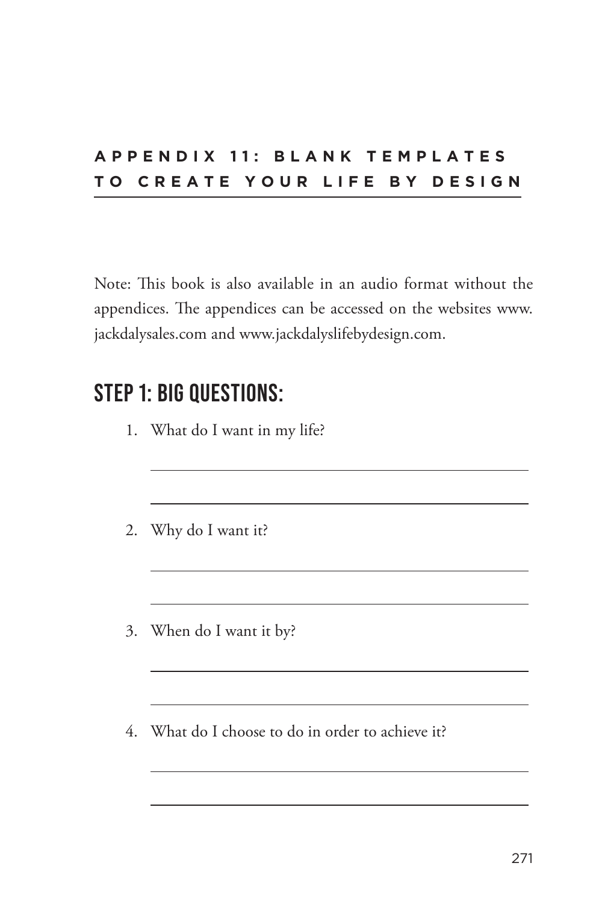# APPENDIX 11: BLANK TEMPLATES TO CREATE YOUR LIFE BY DESIGN

Note: This book is also available in an audio format without the appendices. The appendices can be accessed on the websites www.jackdalysales.com and www.jackdalyslifebydesign.com.

## STEP 1: BIG QUESTIONS:

1. What do I want in my life?

   ______________________________________________

   ______________________________________________

2. Why do I want it?

   ______________________________________________

   ______________________________________________

3. When do I want it by?

   ______________________________________________

   ______________________________________________

4. What do I choose to do in order to achieve it?

   ______________________________________________

   ______________________________________________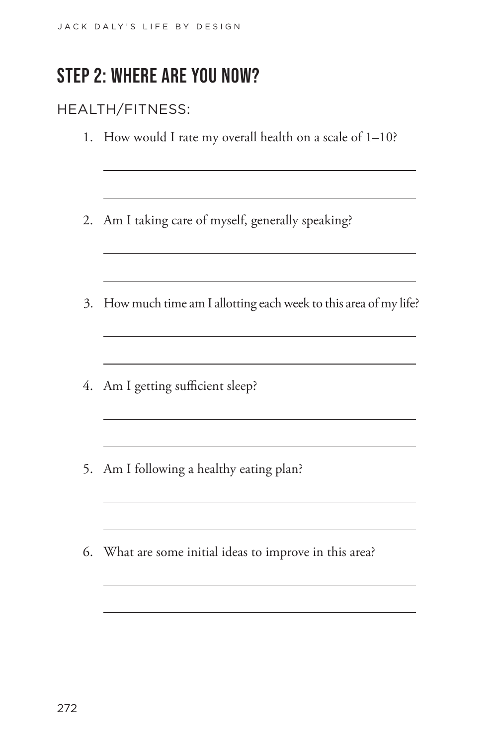## STEP 2: WHERE ARE YOU NOW?

HEALTH/FITNESS:

1. How would I rate my overall health on a scale of 1–10?

2. Am I taking care of myself, generally speaking?

3. How much time am I allotting each week to this area of my life?

4. Am I getting sufficient sleep?

5. Am I following a healthy eating plan?

6. What are some initial ideas to improve in this area?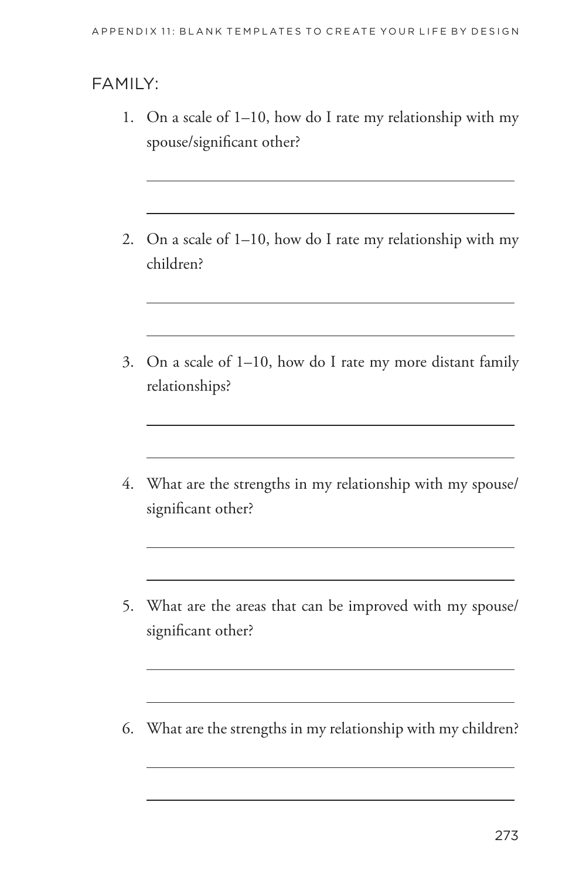## FAMILY:

1. On a scale of 1–10, how do I rate my relationship with my spouse/significant other?

2. On a scale of 1–10, how do I rate my relationship with my children?

3. On a scale of 1–10, how do I rate my more distant family relationships?

4. What are the strengths in my relationship with my spouse/significant other?

5. What are the areas that can be improved with my spouse/significant other?

6. What are the strengths in my relationship with my children?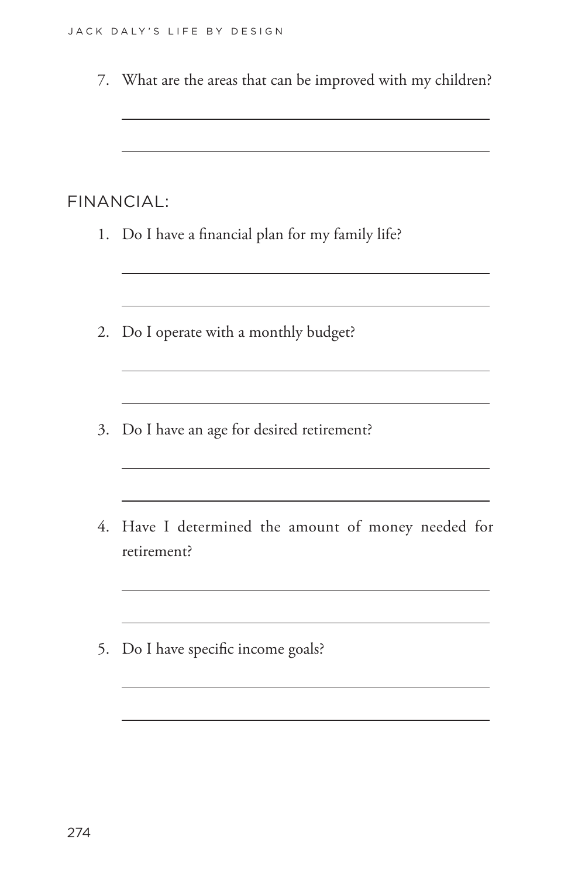7. What are the areas that can be improved with my children?

## FINANCIAL:

1. Do I have a financial plan for my family life?

2. Do I operate with a monthly budget?

3. Do I have an age for desired retirement?

4. Have I determined the amount of money needed for retirement?

5. Do I have specific income goals?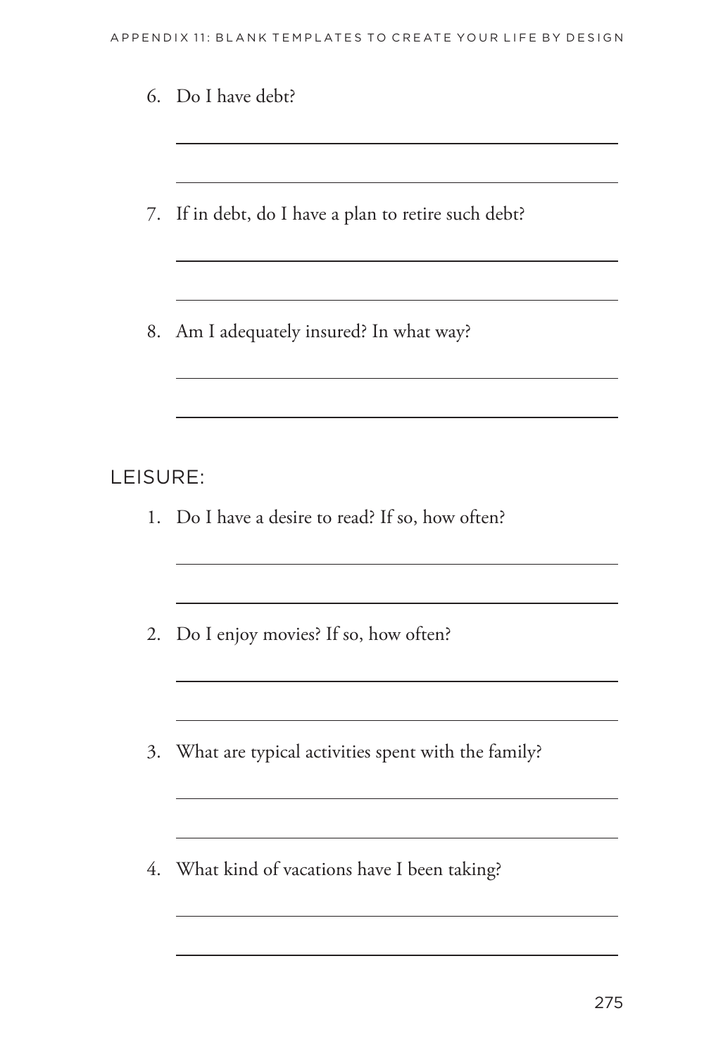6. Do I have debt?

7. If in debt, do I have a plan to retire such debt?

8. Am I adequately insured? In what way?

## LEISURE:

1. Do I have a desire to read? If so, how often?

2. Do I enjoy movies? If so, how often?

3. What are typical activities spent with the family?

4. What kind of vacations have I been taking?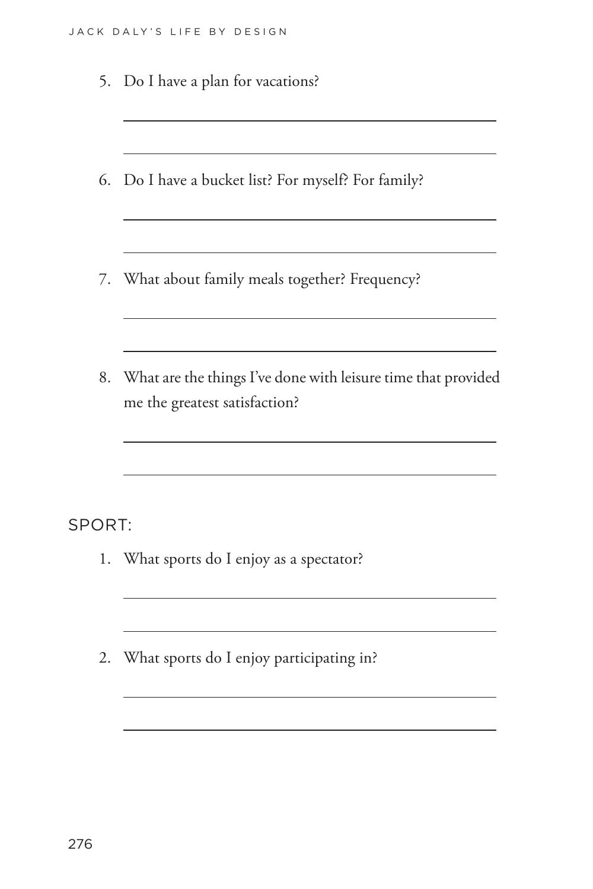5. Do I have a plan for vacations?

6. Do I have a bucket list? For myself? For family?

7. What about family meals together? Frequency?

8. What are the things I've done with leisure time that provided me the greatest satisfaction?

## SPORT:

1. What sports do I enjoy as a spectator?

2. What sports do I enjoy participating in?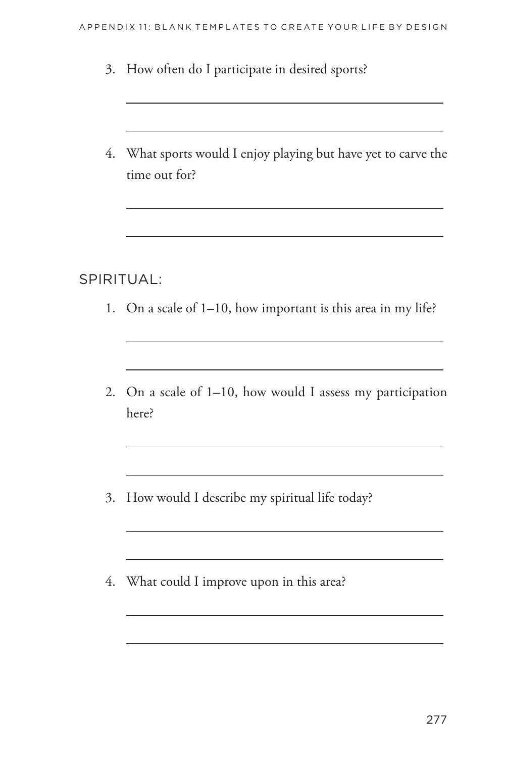3. How often do I participate in desired sports?

4. What sports would I enjoy playing but have yet to carve the time out for?

## SPIRITUAL:

1. On a scale of 1–10, how important is this area in my life?

2. On a scale of 1–10, how would I assess my participation here?

3. How would I describe my spiritual life today?

4. What could I improve upon in this area?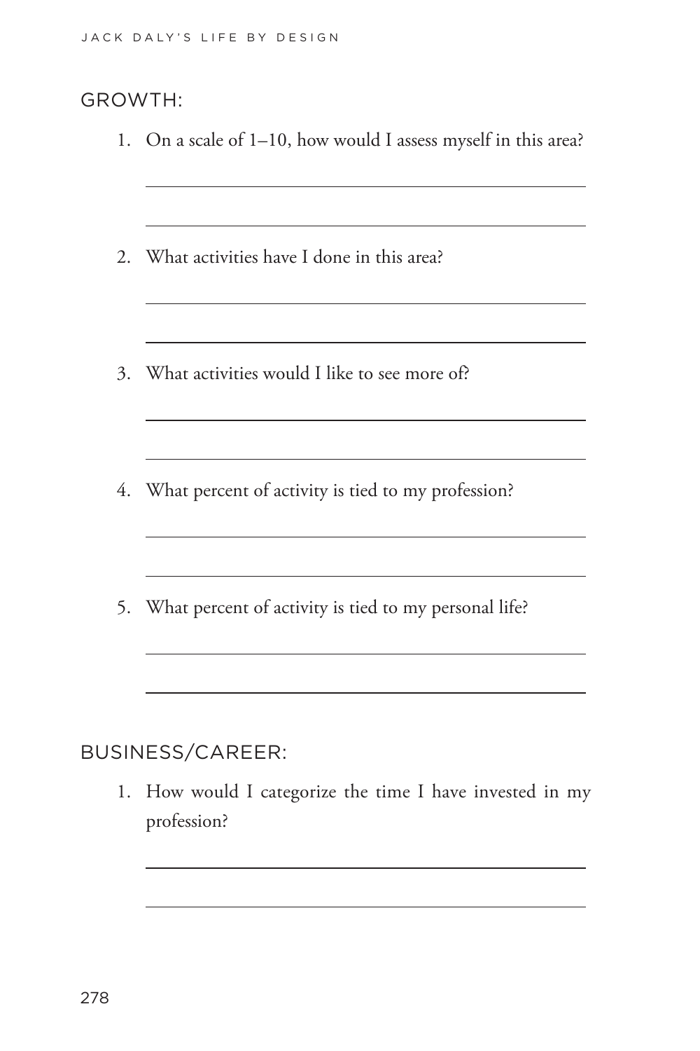## GROWTH:

1. On a scale of 1–10, how would I assess myself in this area?

2. What activities have I done in this area?

3. What activities would I like to see more of?

4. What percent of activity is tied to my profession?

5. What percent of activity is tied to my personal life?

## BUSINESS/CAREER:

1. How would I categorize the time I have invested in my profession?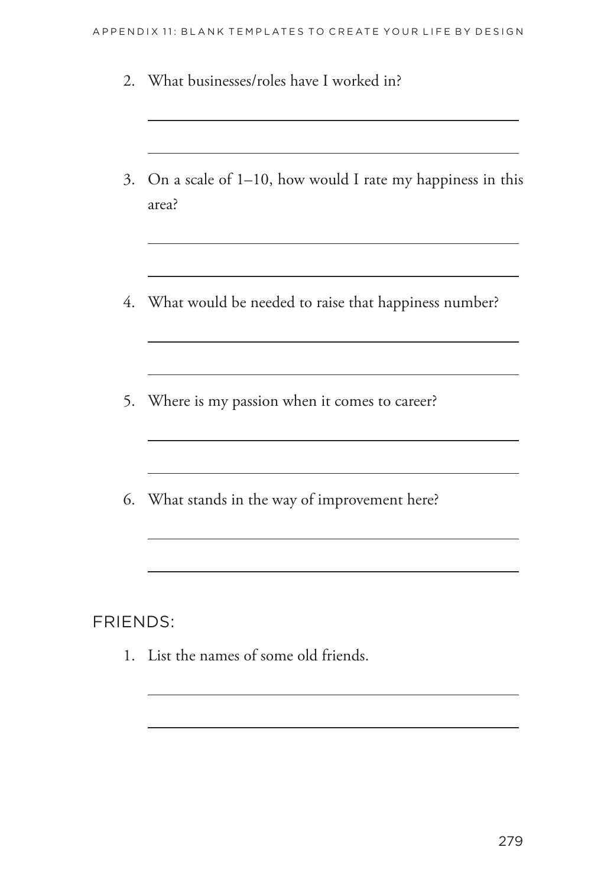2. What businesses/roles have I worked in?

3. On a scale of 1–10, how would I rate my happiness in this area?

4. What would be needed to raise that happiness number?

5. Where is my passion when it comes to career?

6. What stands in the way of improvement here?

## FRIENDS:

1. List the names of some old friends.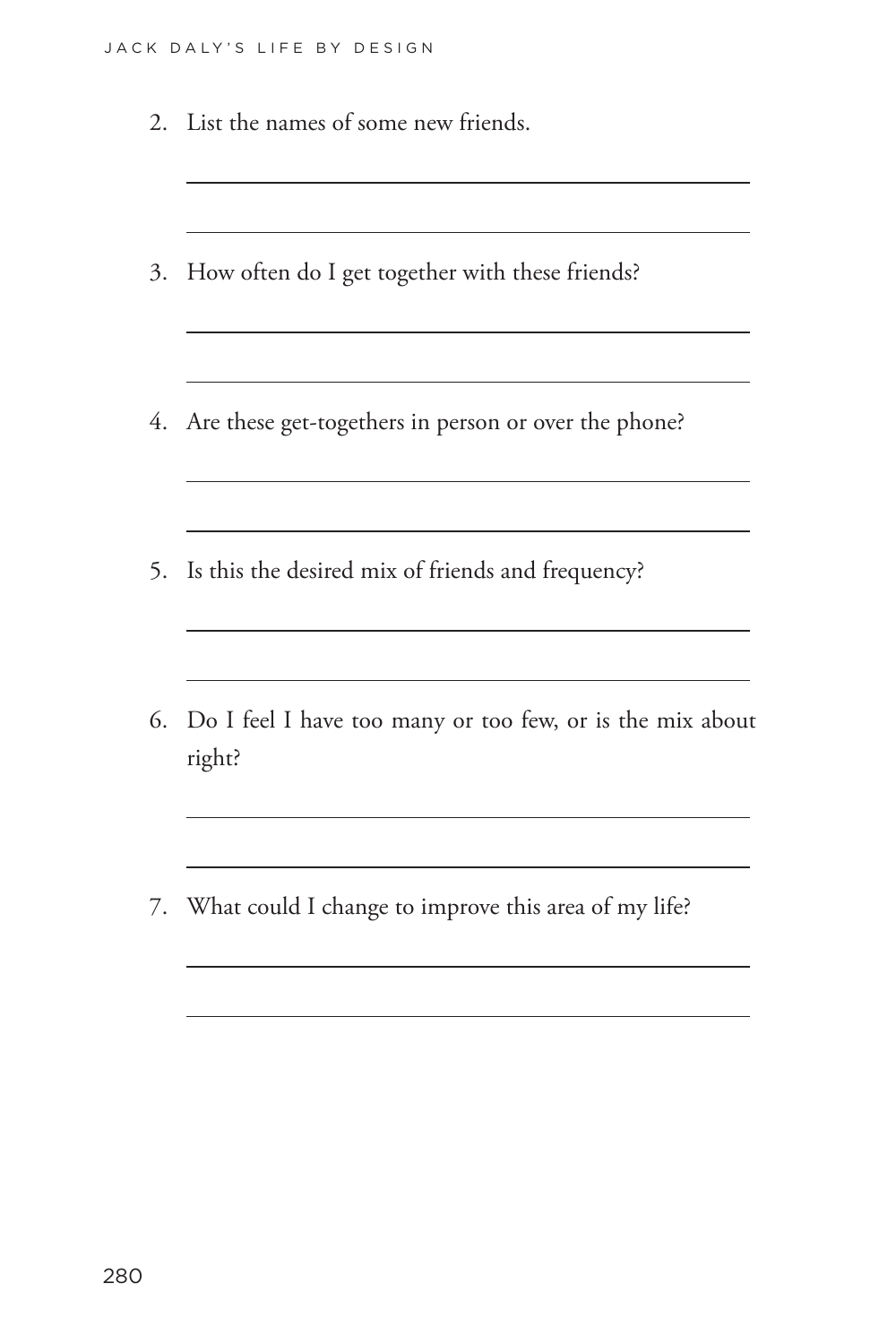2. List the names of some new friends.

_______________________________________________

_______________________________________________

3. How often do I get together with these friends?

_______________________________________________

_______________________________________________

4. Are these get-togethers in person or over the phone?

_______________________________________________

_______________________________________________

5. Is this the desired mix of friends and frequency?

_______________________________________________

_______________________________________________

6. Do I feel I have too many or too few, or is the mix about right?

_______________________________________________

_______________________________________________

7. What could I change to improve this area of my life?

_______________________________________________

_______________________________________________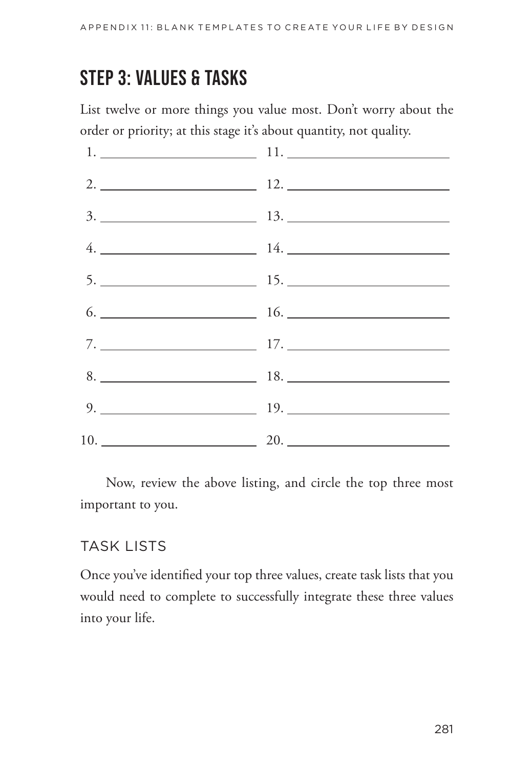## STEP 3: VALUES & TASKS

List twelve or more things you value most. Don't worry about the order or priority; at this stage it's about quantity, not quality.

1. ______________________ 11. ______________________

2. ______________________ 12. ______________________

3. ______________________ 13. ______________________

4. ______________________ 14. ______________________

5. ______________________ 15. ______________________

6. ______________________ 16. ______________________

7. ______________________ 17. ______________________

8. ______________________ 18. ______________________

9. ______________________ 19. ______________________

10. ______________________ 20. ______________________

Now, review the above listing, and circle the top three most important to you.

### TASK LISTS

Once you've identified your top three values, create task lists that you would need to complete to successfully integrate these three values into your life.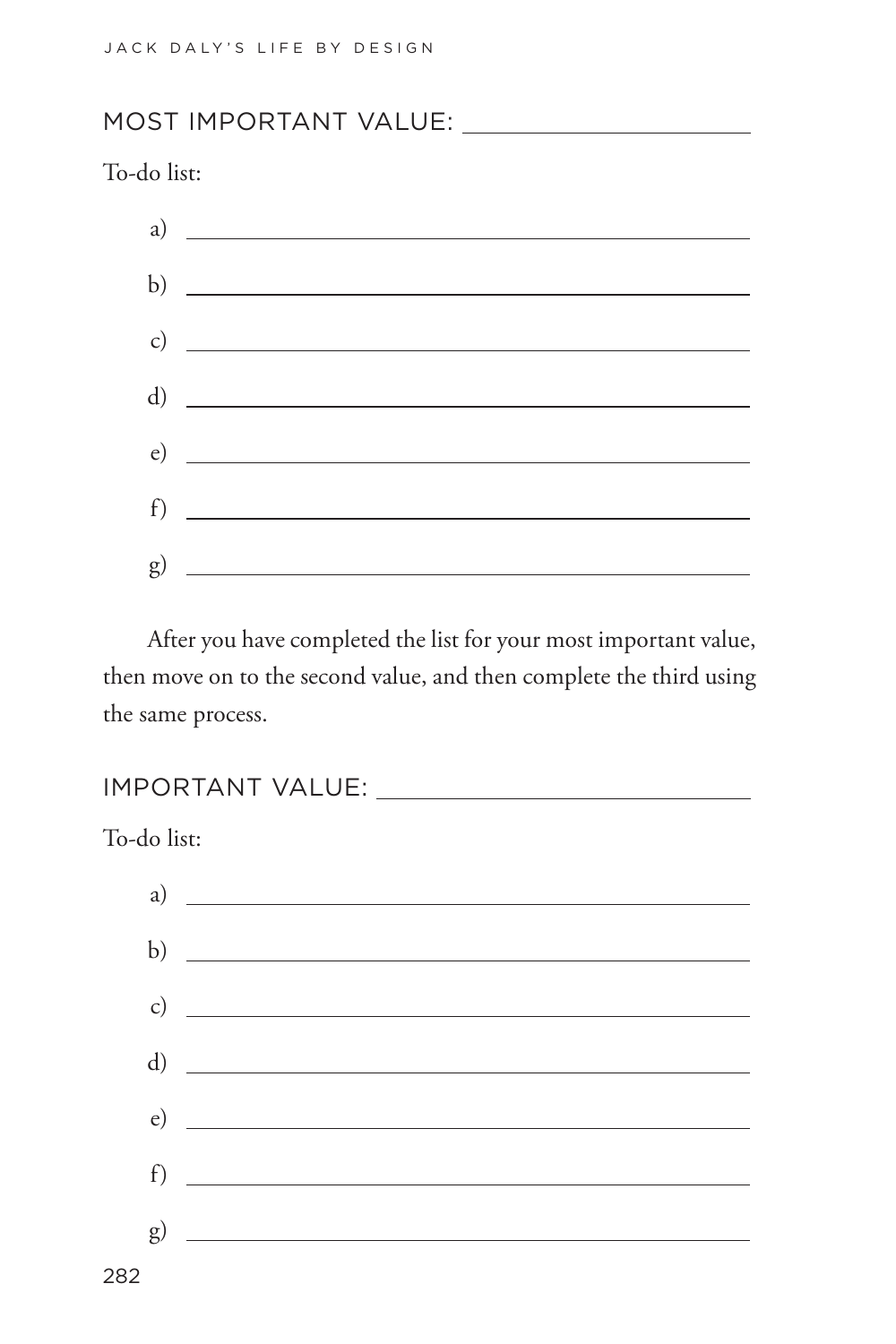## MOST IMPORTANT VALUE: ____________________

To-do list:

a) ______________________________________

b) ______________________________________

c) ______________________________________

d) ______________________________________

e) ______________________________________

f) ______________________________________

g) ______________________________________

After you have completed the list for your most important value, then move on to the second value, and then complete the third using the same process.

## IMPORTANT VALUE: ____________________

To-do list:

a) ______________________________________

b) ______________________________________

c) ______________________________________

d) ______________________________________

e) ______________________________________

f) ______________________________________

g) ______________________________________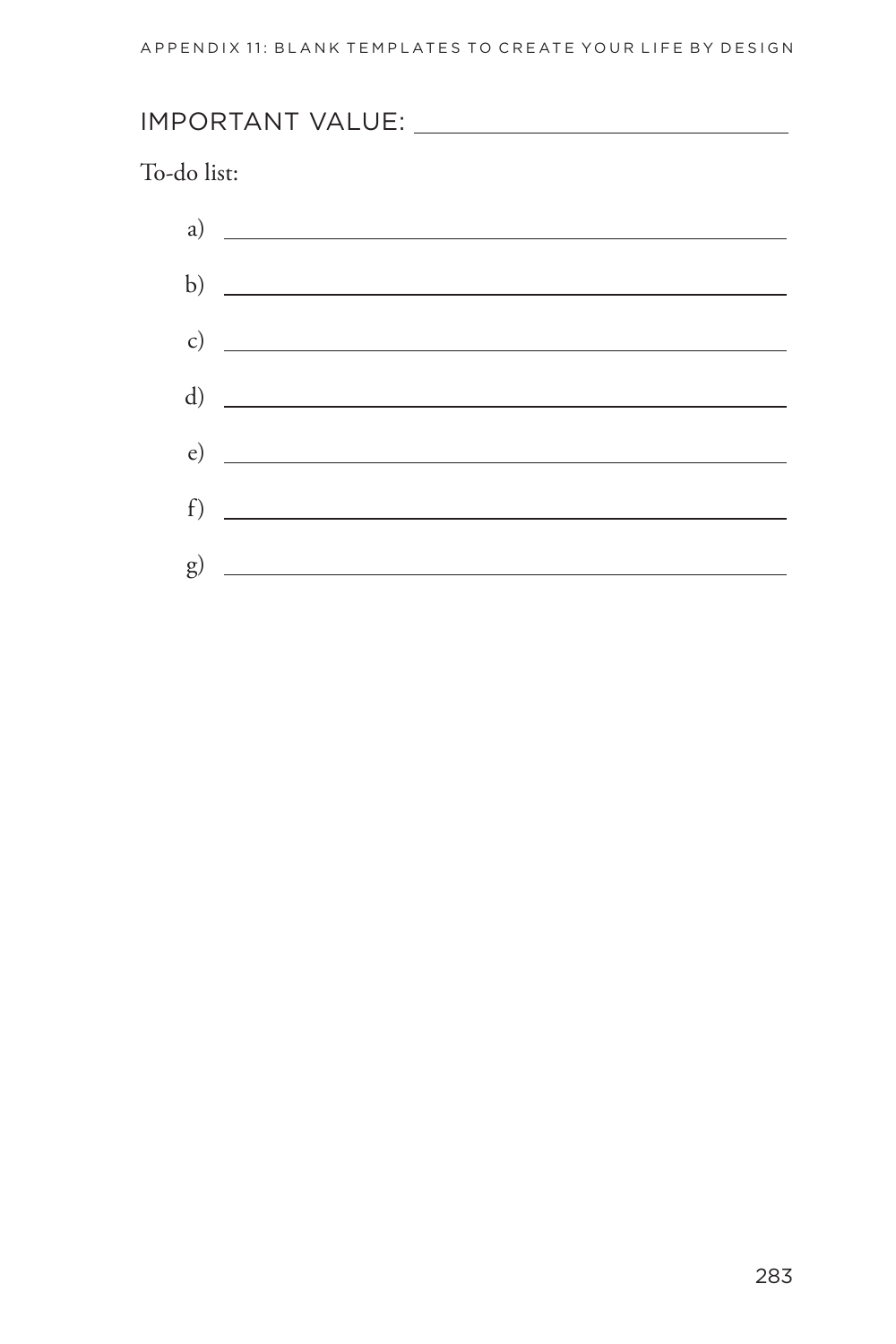## IMPORTANT VALUE: ____________________

To-do list:

a) ____________________

b) ____________________

c) ____________________

d) ____________________

e) ____________________

f) ____________________

g) ____________________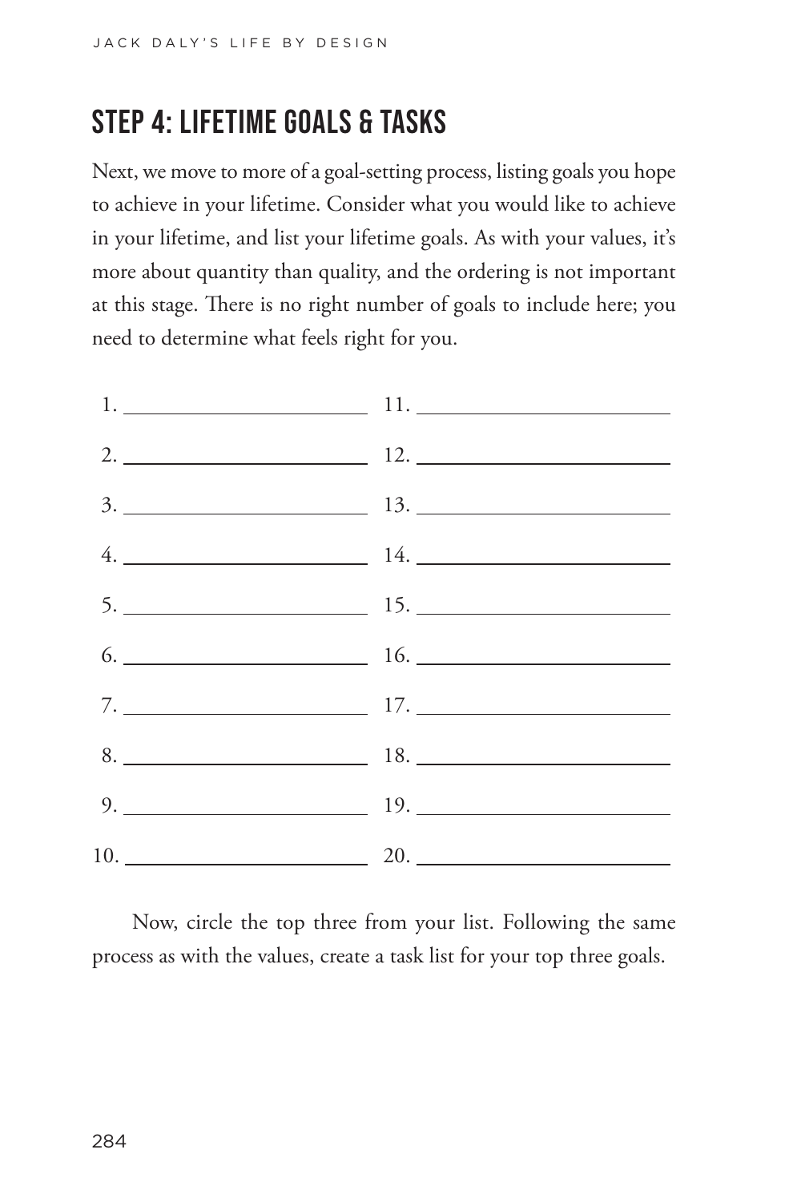## STEP 4: LIFETIME GOALS & TASKS

Next, we move to more of a goal-setting process, listing goals you hope to achieve in your lifetime. Consider what you would like to achieve in your lifetime, and list your lifetime goals. As with your values, it's more about quantity than quality, and the ordering is not important at this stage. There is no right number of goals to include here; you need to determine what feels right for you.

| | |
|---|---|
| 1. ______________________ | 11. ______________________ |
| 2. ______________________ | 12. ______________________ |
| 3. ______________________ | 13. ______________________ |
| 4. ______________________ | 14. ______________________ |
| 5. ______________________ | 15. ______________________ |
| 6. ______________________ | 16. ______________________ |
| 7. ______________________ | 17. ______________________ |
| 8. ______________________ | 18. ______________________ |
| 9. ______________________ | 19. ______________________ |
| 10. ______________________ | 20. ______________________ |

Now, circle the top three from your list. Following the same process as with the values, create a task list for your top three goals.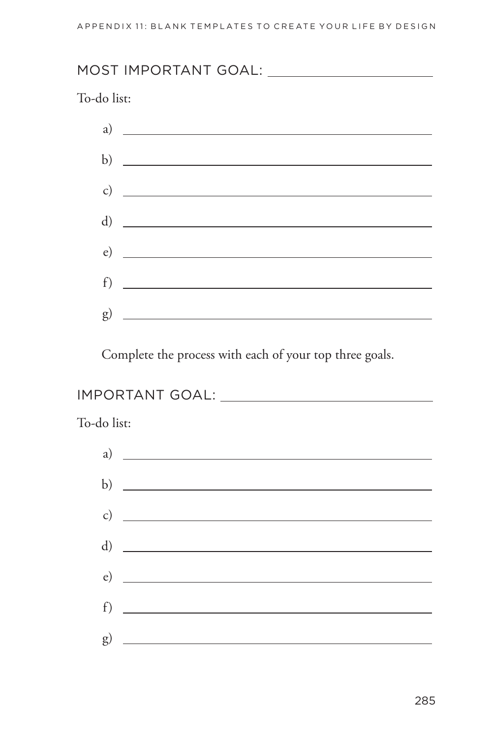## MOST IMPORTANT GOAL: ____________________

To-do list:

a) ____________________

b) ____________________

c) ____________________

d) ____________________

e) ____________________

f) ____________________

g) ____________________

Complete the process with each of your top three goals.

## IMPORTANT GOAL: ____________________

To-do list:

a) ____________________

b) ____________________

c) ____________________

d) ____________________

e) ____________________

f) ____________________

g) ____________________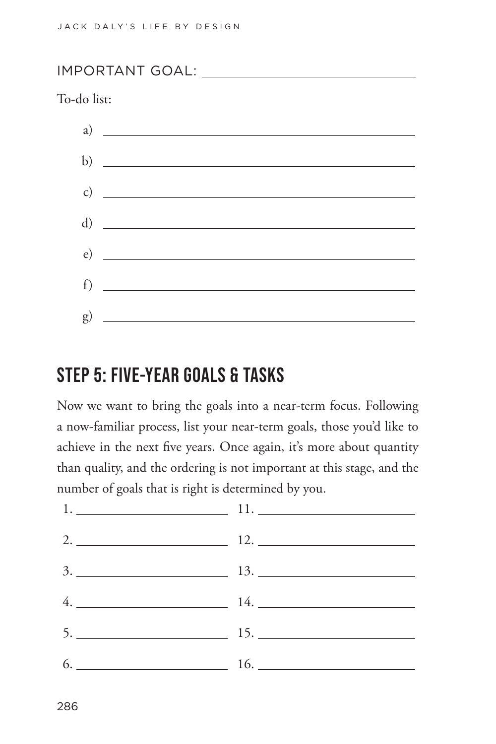IMPORTANT GOAL: ______________________________

To-do list:

a) ______________________________________________

b) ______________________________________________

c) ______________________________________________

d) ______________________________________________

e) ______________________________________________

f) ______________________________________________

g) ______________________________________________

## STEP 5: FIVE-YEAR GOALS & TASKS

Now we want to bring the goals into a near-term focus. Following a now-familiar process, list your near-term goals, those you'd like to achieve in the next five years. Once again, it's more about quantity than quality, and the ordering is not important at this stage, and the number of goals that is right is determined by you.

1. ______________________
2. ______________________
3. ______________________
4. ______________________
5. ______________________
6. ______________________
11. ______________________
12. ______________________
13. ______________________
14. ______________________
15. ______________________
16. ______________________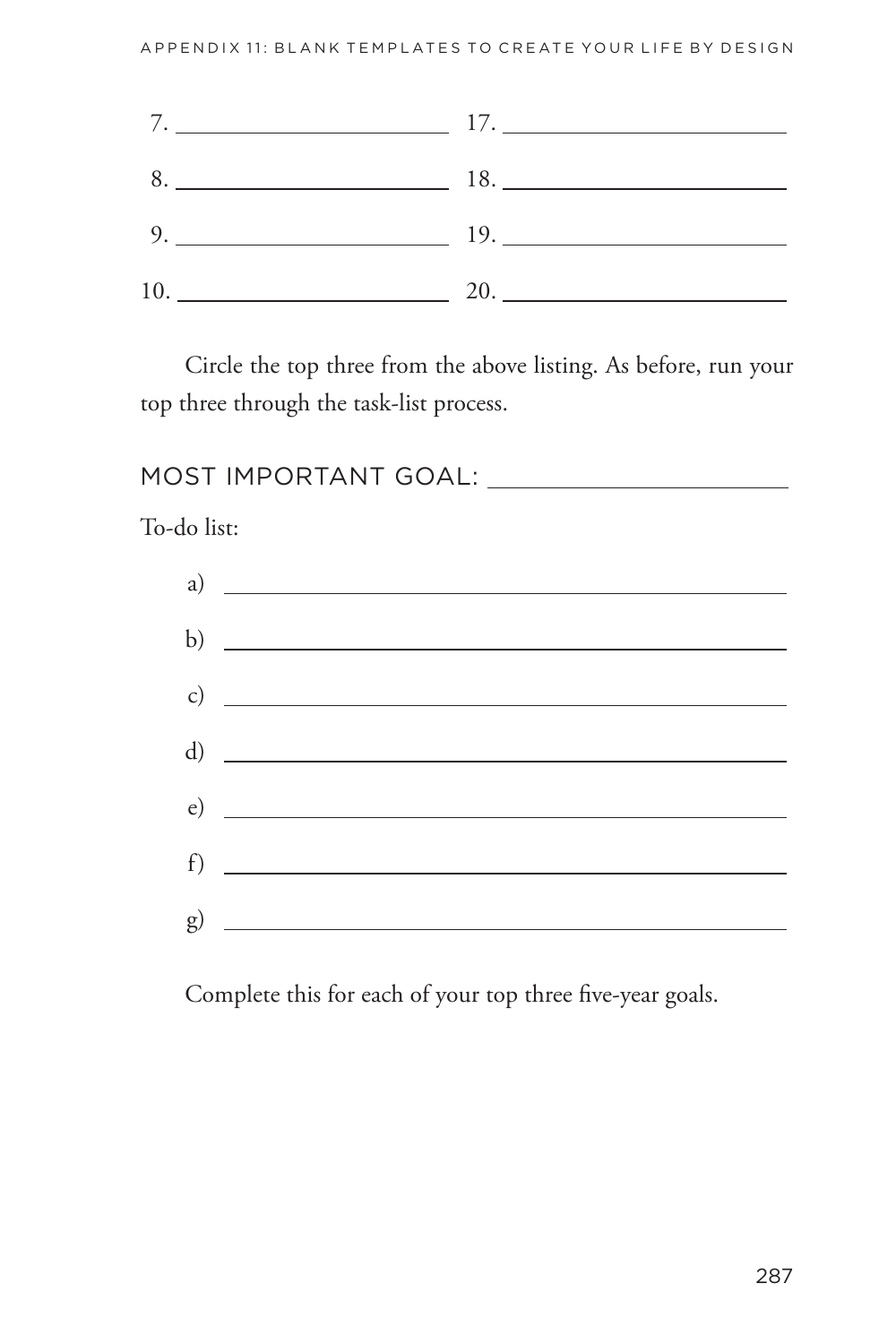| | |
|---|---|
| 7. ______________ | 17. ______________ |
| 8. ______________ | 18. ______________ |
| 9. ______________ | 19. ______________ |
| 10. ______________ | 20. ______________ |

Circle the top three from the above listing. As before, run your top three through the task-list process.

MOST IMPORTANT GOAL: ______________

To-do list:

a) ______________________________

b) ______________________________

c) ______________________________

d) ______________________________

e) ______________________________

f) ______________________________

g) ______________________________

Complete this for each of your top three five-year goals.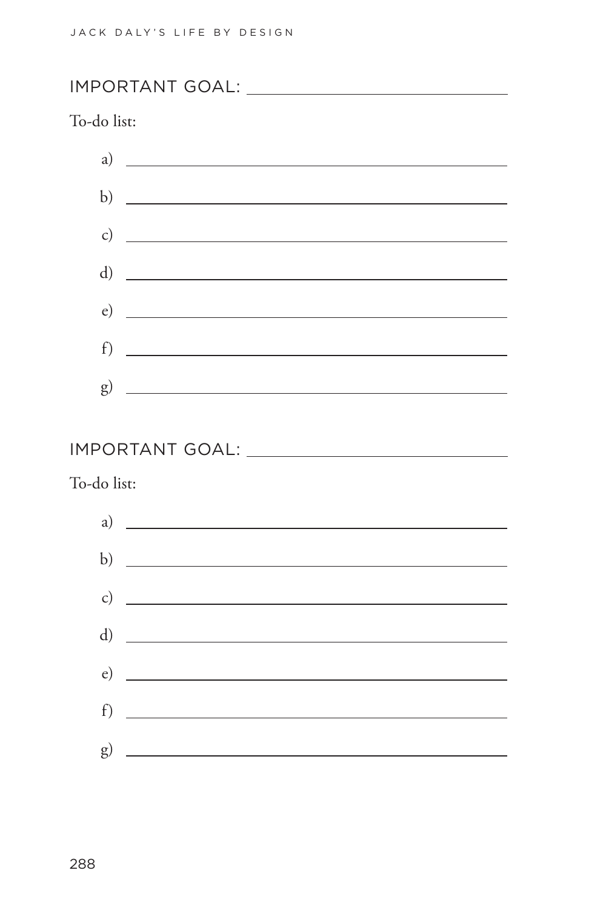IMPORTANT GOAL: ______________________________

To-do list:

a) ______________________________

b) ______________________________

c) ______________________________

d) ______________________________

e) ______________________________

f) ______________________________

g) ______________________________

IMPORTANT GOAL: ______________________________

To-do list:

a) ______________________________

b) ______________________________

c) ______________________________

d) ______________________________

e) ______________________________

f) ______________________________

g) ______________________________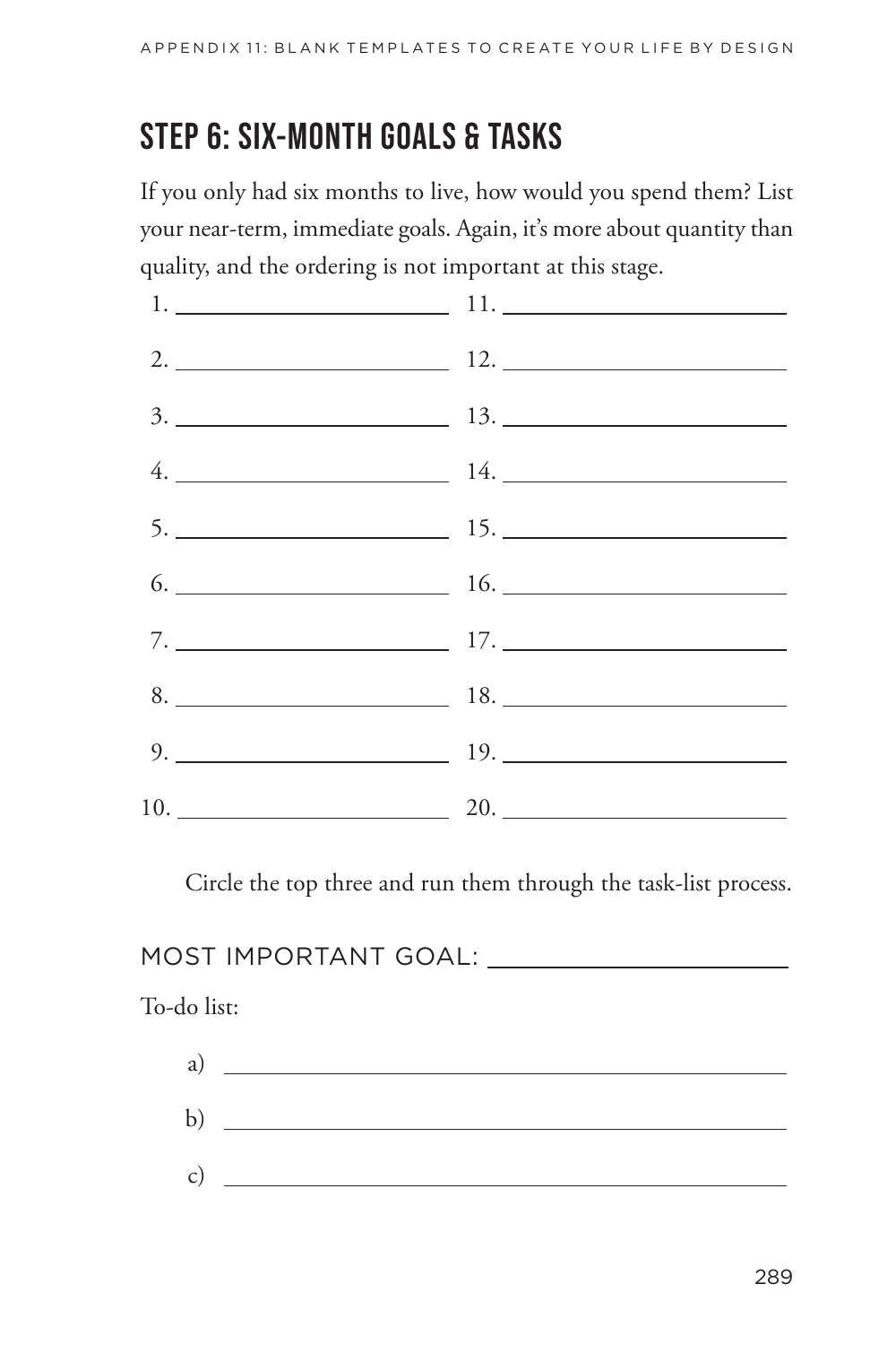## STEP 6: SIX-MONTH GOALS & TASKS

If you only had six months to live, how would you spend them? List your near-term, immediate goals. Again, it's more about quantity than quality, and the ordering is not important at this stage.

1. ______________________
2. ______________________
3. ______________________
4. ______________________
5. ______________________
6. ______________________
7. ______________________
8. ______________________
9. ______________________
10. ______________________
11. ______________________
12. ______________________
13. ______________________
14. ______________________
15. ______________________
16. ______________________
17. ______________________
18. ______________________
19. ______________________
20. ______________________

Circle the top three and run them through the task-list process.

MOST IMPORTANT GOAL: ______________________

To-do list:

a) ______________________

b) ______________________

c) ______________________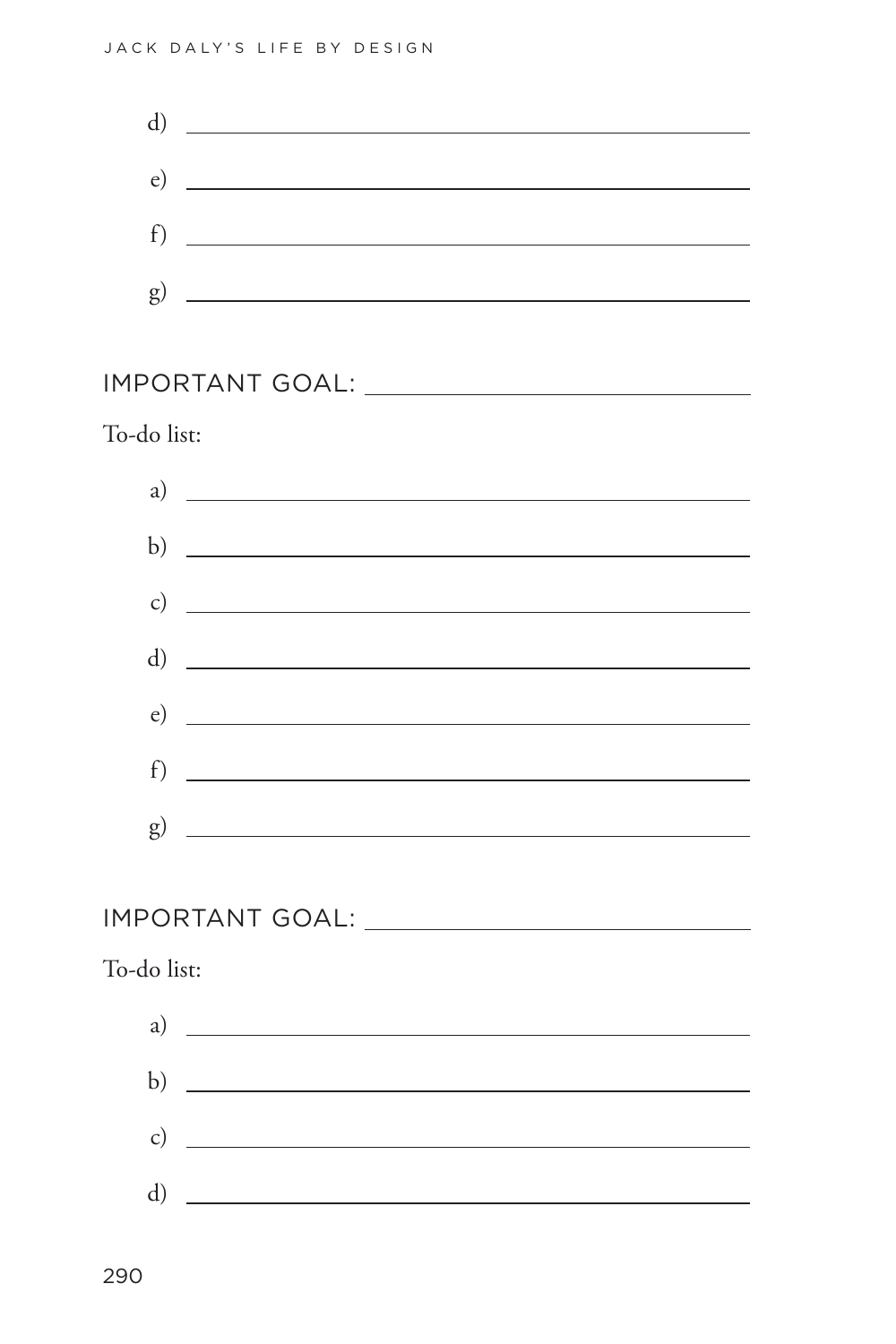d) \_\_\_\_\_\_\_\_\_\_\_\_\_\_\_\_\_\_\_\_\_\_\_\_\_\_\_\_\_\_\_\_\_\_\_\_\_\_\_\_

e) \_\_\_\_\_\_\_\_\_\_\_\_\_\_\_\_\_\_\_\_\_\_\_\_\_\_\_\_\_\_\_\_\_\_\_\_\_\_\_\_

f) \_\_\_\_\_\_\_\_\_\_\_\_\_\_\_\_\_\_\_\_\_\_\_\_\_\_\_\_\_\_\_\_\_\_\_\_\_\_\_\_

g) \_\_\_\_\_\_\_\_\_\_\_\_\_\_\_\_\_\_\_\_\_\_\_\_\_\_\_\_\_\_\_\_\_\_\_\_\_\_\_\_

IMPORTANT GOAL: \_\_\_\_\_\_\_\_\_\_\_\_\_\_\_\_\_\_\_\_\_\_\_\_\_\_\_\_\_\_\_\_

To-do list:

a) \_\_\_\_\_\_\_\_\_\_\_\_\_\_\_\_\_\_\_\_\_\_\_\_\_\_\_\_\_\_\_\_\_\_\_\_\_\_\_\_

b) \_\_\_\_\_\_\_\_\_\_\_\_\_\_\_\_\_\_\_\_\_\_\_\_\_\_\_\_\_\_\_\_\_\_\_\_\_\_\_\_

c) \_\_\_\_\_\_\_\_\_\_\_\_\_\_\_\_\_\_\_\_\_\_\_\_\_\_\_\_\_\_\_\_\_\_\_\_\_\_\_\_

d) \_\_\_\_\_\_\_\_\_\_\_\_\_\_\_\_\_\_\_\_\_\_\_\_\_\_\_\_\_\_\_\_\_\_\_\_\_\_\_\_

e) \_\_\_\_\_\_\_\_\_\_\_\_\_\_\_\_\_\_\_\_\_\_\_\_\_\_\_\_\_\_\_\_\_\_\_\_\_\_\_\_

f) \_\_\_\_\_\_\_\_\_\_\_\_\_\_\_\_\_\_\_\_\_\_\_\_\_\_\_\_\_\_\_\_\_\_\_\_\_\_\_\_

g) \_\_\_\_\_\_\_\_\_\_\_\_\_\_\_\_\_\_\_\_\_\_\_\_\_\_\_\_\_\_\_\_\_\_\_\_\_\_\_\_

IMPORTANT GOAL: \_\_\_\_\_\_\_\_\_\_\_\_\_\_\_\_\_\_\_\_\_\_\_\_\_\_\_\_\_\_\_\_

To-do list:

a) \_\_\_\_\_\_\_\_\_\_\_\_\_\_\_\_\_\_\_\_\_\_\_\_\_\_\_\_\_\_\_\_\_\_\_\_\_\_\_\_

b) \_\_\_\_\_\_\_\_\_\_\_\_\_\_\_\_\_\_\_\_\_\_\_\_\_\_\_\_\_\_\_\_\_\_\_\_\_\_\_\_

c) \_\_\_\_\_\_\_\_\_\_\_\_\_\_\_\_\_\_\_\_\_\_\_\_\_\_\_\_\_\_\_\_\_\_\_\_\_\_\_\_

d) \_\_\_\_\_\_\_\_\_\_\_\_\_\_\_\_\_\_\_\_\_\_\_\_\_\_\_\_\_\_\_\_\_\_\_\_\_\_\_\_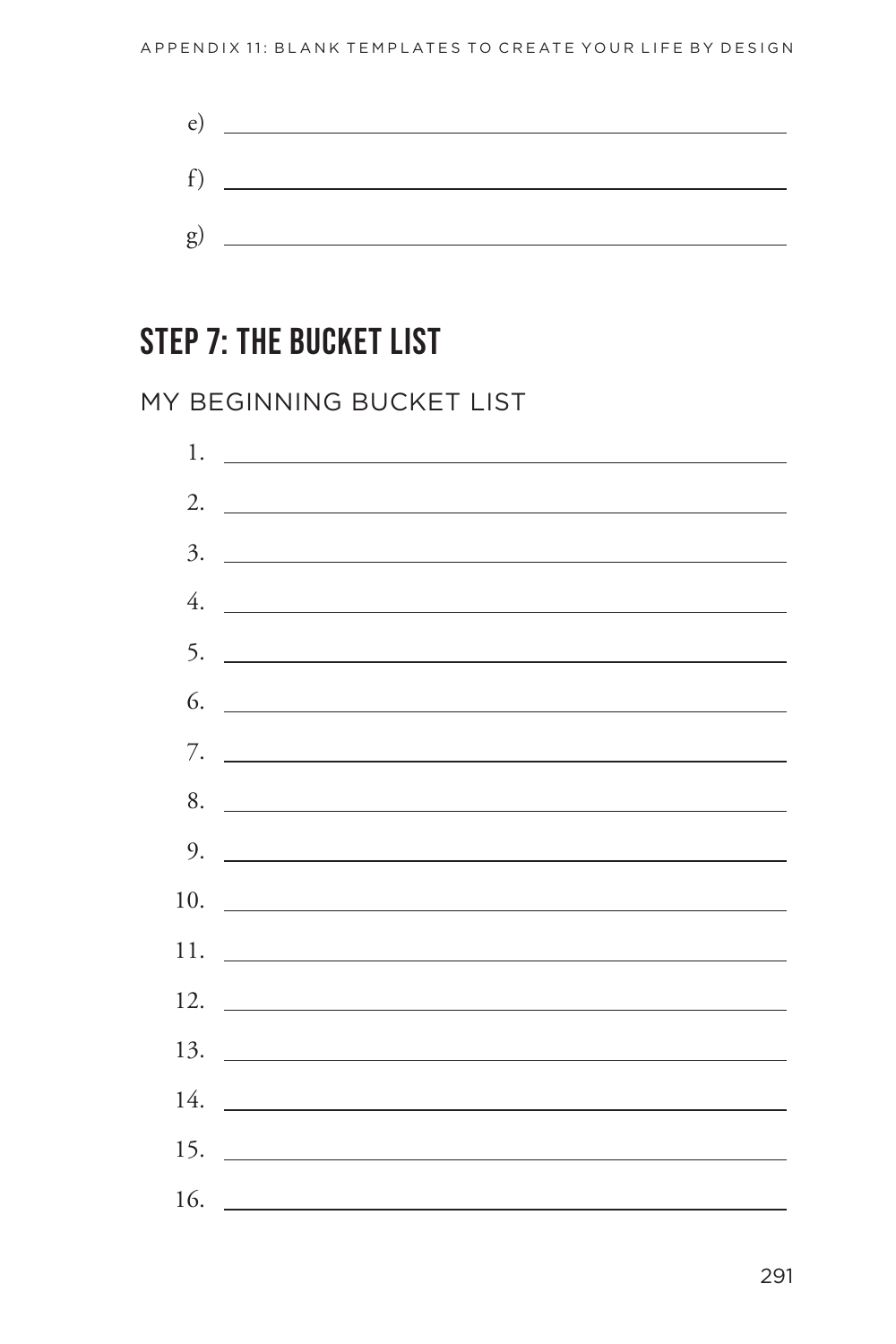e) ______________________________________________

f) ______________________________________________

g) ______________________________________________

## STEP 7: THE BUCKET LIST

### MY BEGINNING BUCKET LIST

1. ______________________________________________
2. ______________________________________________
3. ______________________________________________
4. ______________________________________________
5. ______________________________________________
6. ______________________________________________
7. ______________________________________________
8. ______________________________________________
9. ______________________________________________
10. ______________________________________________
11. ______________________________________________
12. ______________________________________________
13. ______________________________________________
14. ______________________________________________
15. ______________________________________________
16. ______________________________________________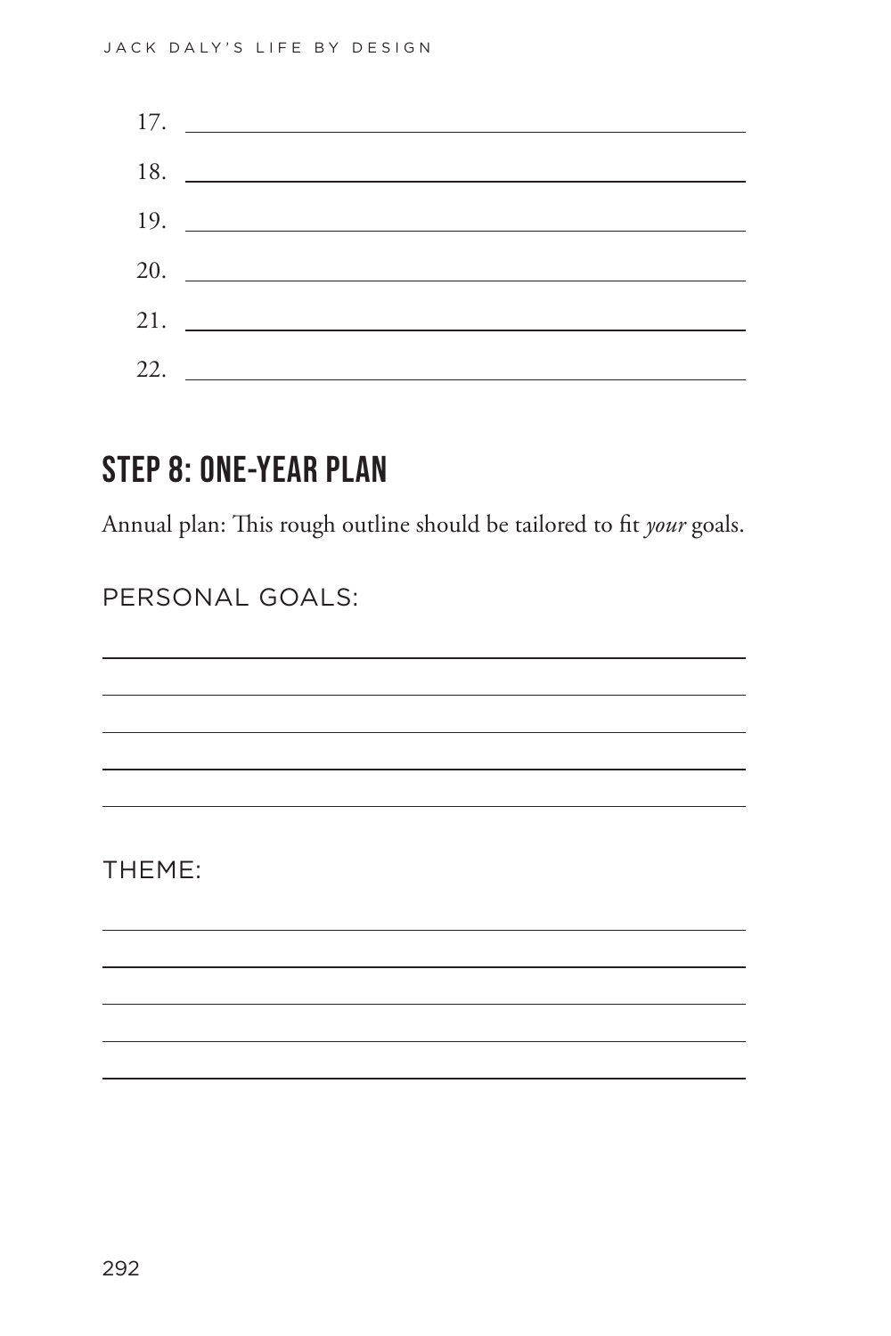17. \_\_\_\_\_\_\_\_\_\_\_\_\_\_\_\_\_\_\_\_\_\_\_\_\_\_\_\_\_\_\_\_

18. \_\_\_\_\_\_\_\_\_\_\_\_\_\_\_\_\_\_\_\_\_\_\_\_\_\_\_\_\_\_\_\_

19. \_\_\_\_\_\_\_\_\_\_\_\_\_\_\_\_\_\_\_\_\_\_\_\_\_\_\_\_\_\_\_\_

20. \_\_\_\_\_\_\_\_\_\_\_\_\_\_\_\_\_\_\_\_\_\_\_\_\_\_\_\_\_\_\_\_

21. \_\_\_\_\_\_\_\_\_\_\_\_\_\_\_\_\_\_\_\_\_\_\_\_\_\_\_\_\_\_\_\_

22. \_\_\_\_\_\_\_\_\_\_\_\_\_\_\_\_\_\_\_\_\_\_\_\_\_\_\_\_\_\_\_\_

## STEP 8: ONE-YEAR PLAN

Annual plan: This rough outline should be tailored to fit *your* goals.

PERSONAL GOALS:

\_\_\_\_\_\_\_\_\_\_\_\_\_\_\_\_\_\_\_\_\_\_\_\_\_\_\_\_\_\_\_\_\_\_\_\_

\_\_\_\_\_\_\_\_\_\_\_\_\_\_\_\_\_\_\_\_\_\_\_\_\_\_\_\_\_\_\_\_\_\_\_\_

\_\_\_\_\_\_\_\_\_\_\_\_\_\_\_\_\_\_\_\_\_\_\_\_\_\_\_\_\_\_\_\_\_\_\_\_

\_\_\_\_\_\_\_\_\_\_\_\_\_\_\_\_\_\_\_\_\_\_\_\_\_\_\_\_\_\_\_\_\_\_\_\_

\_\_\_\_\_\_\_\_\_\_\_\_\_\_\_\_\_\_\_\_\_\_\_\_\_\_\_\_\_\_\_\_\_\_\_\_

THEME:

\_\_\_\_\_\_\_\_\_\_\_\_\_\_\_\_\_\_\_\_\_\_\_\_\_\_\_\_\_\_\_\_\_\_\_\_

\_\_\_\_\_\_\_\_\_\_\_\_\_\_\_\_\_\_\_\_\_\_\_\_\_\_\_\_\_\_\_\_\_\_\_\_

\_\_\_\_\_\_\_\_\_\_\_\_\_\_\_\_\_\_\_\_\_\_\_\_\_\_\_\_\_\_\_\_\_\_\_\_

\_\_\_\_\_\_\_\_\_\_\_\_\_\_\_\_\_\_\_\_\_\_\_\_\_\_\_\_\_\_\_\_\_\_\_\_

\_\_\_\_\_\_\_\_\_\_\_\_\_\_\_\_\_\_\_\_\_\_\_\_\_\_\_\_\_\_\_\_\_\_\_\_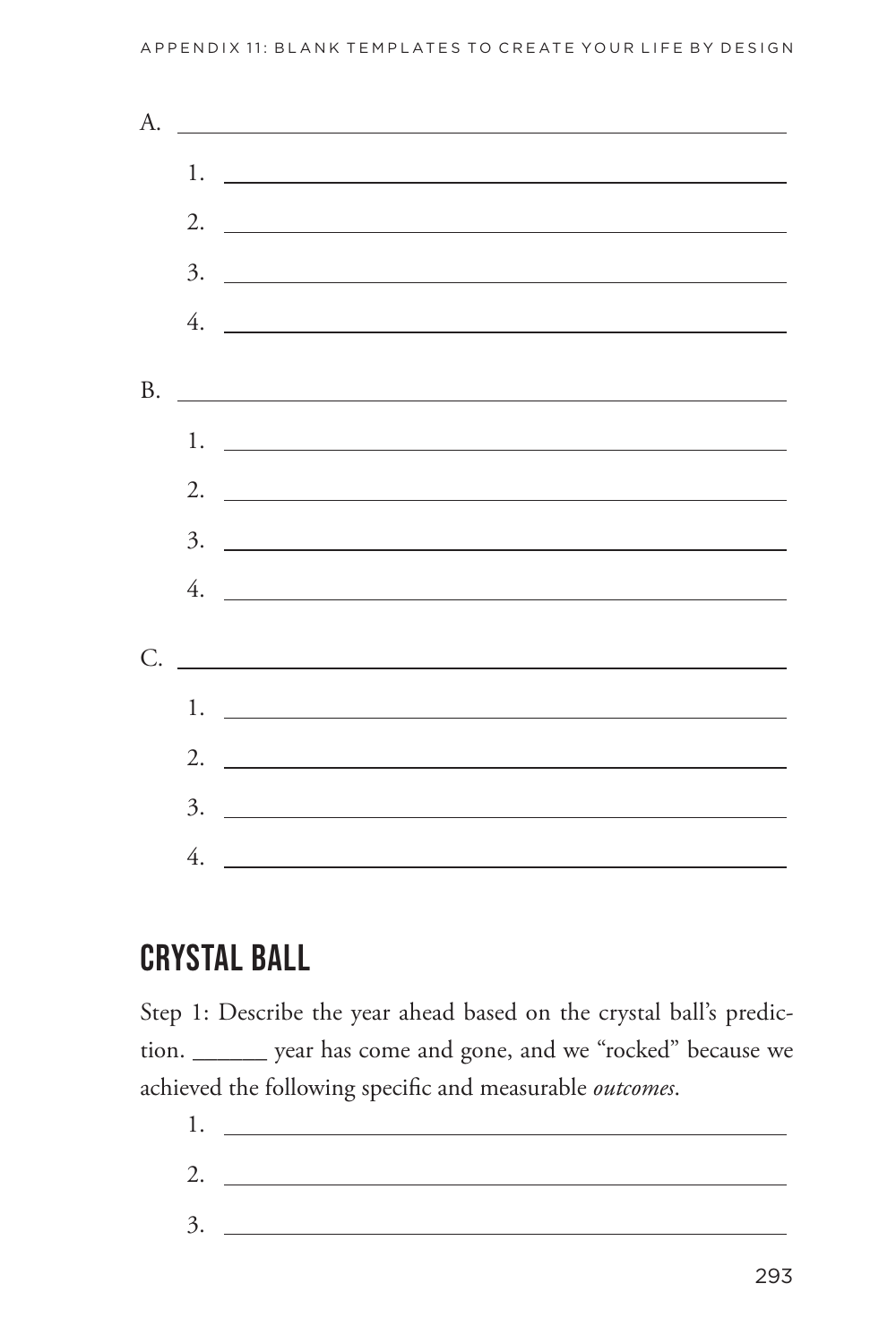A. ______________________________________________

1. ______________________________________________
2. ______________________________________________
3. ______________________________________________
4. ______________________________________________

B. ______________________________________________

1. ______________________________________________
2. ______________________________________________
3. ______________________________________________
4. ______________________________________________

C. ______________________________________________

1. ______________________________________________
2. ______________________________________________
3. ______________________________________________
4. ______________________________________________

## CRYSTAL BALL

Step 1: Describe the year ahead based on the crystal ball's prediction. ______ year has come and gone, and we "rocked" because we achieved the following specific and measurable *outcomes*.

1. ______________________________________________
2. ______________________________________________
3. ______________________________________________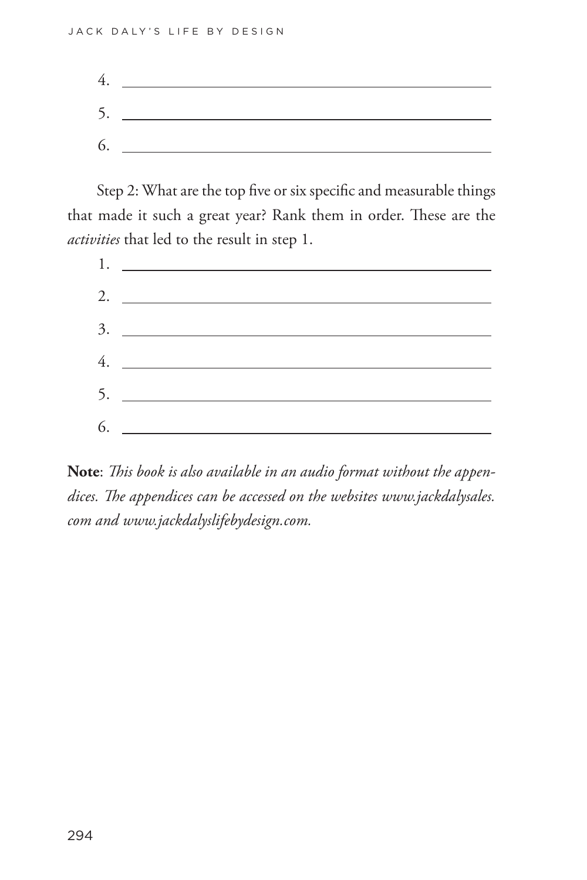4. ______________________________________________

5. ______________________________________________

6. ______________________________________________

Step 2: What are the top five or six specific and measurable things that made it such a great year? Rank them in order. These are the *activities* that led to the result in step 1.

1. ______________________________________________

2. ______________________________________________

3. ______________________________________________

4. ______________________________________________

5. ______________________________________________

6. ______________________________________________

**Note**: *This book is also available in an audio format without the appendices. The appendices can be accessed on the websites www.jackdalysales.com and www.jackdalyslifebydesign.com.*